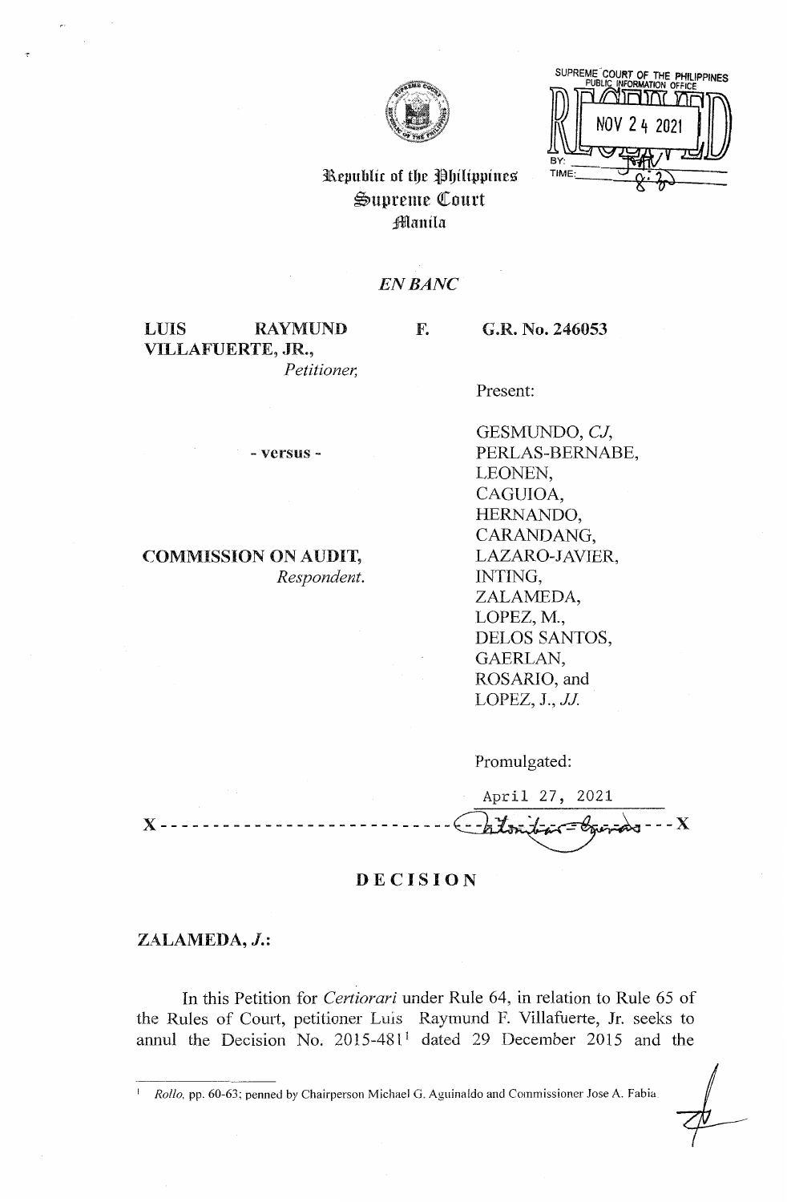SUPREME COURT OF THE PHILIPPINES
PUBLIC INFORMATION OFFICE
RECEIVED
NOV 24 2021
BY:
TIME: 8:30

Republic of the Philippines
Supreme Court
Manila

*EN BANC*

| | |
|---|---|
| **LUIS RAYMUND F. VILLAFUERTE, JR.,** *Petitioner,* | **G.R. No. 246053** |
| | Present: |
| - versus - | GESMUNDO, *CJ,* PERLAS-BERNABE, LEONEN, CAGUIOA, HERNANDO, CARANDANG, LAZARO-JAVIER, INTING, ZALAMEDA, LOPEZ, M., DELOS SANTOS, GAERLAN, ROSARIO, and LOPEZ, J., *JJ.* |
| **COMMISSION ON AUDIT,** *Respondent.* | |
| | Promulgated: April 27, 2021 |

x ------------------------------------------------------------------------------ x

## DECISION

**ZALAMEDA, *J.*:**

In this Petition for *Certiorari* under Rule 64, in relation to Rule 65 of the Rules of Court, petitioner Luis Raymund F. Villafuerte, Jr. seeks to annul the Decision No. 2015-481[1] dated 29 December 2015 and the

---

[1] *Rollo,* pp. 60-63; penned by Chairperson Michael G. Aguinaldo and Commissioner Jose A. Fabia.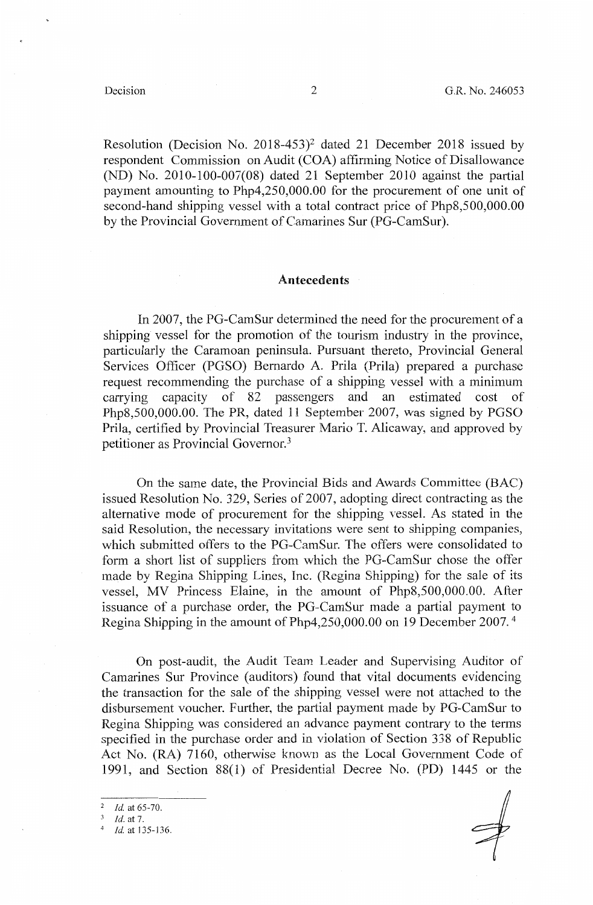Resolution (Decision No. 2018-453)[2] dated 21 December 2018 issued by respondent Commission on Audit (COA) affirming Notice of Disallowance (ND) No. 2010-100-007(08) dated 21 September 2010 against the partial payment amounting to Php4,250,000.00 for the procurement of one unit of second-hand shipping vessel with a total contract price of Php8,500,000.00 by the Provincial Government of Camarines Sur (PG-CamSur).

## Antecedents

In 2007, the PG-CamSur determined the need for the procurement of a shipping vessel for the promotion of the tourism industry in the province, particularly the Caramoan peninsula. Pursuant thereto, Provincial General Services Officer (PGSO) Bernardo A. Prila (Prila) prepared a purchase request recommending the purchase of a shipping vessel with a minimum carrying capacity of 82 passengers and an estimated cost of Php8,500,000.00. The PR, dated 11 September 2007, was signed by PGSO Prila, certified by Provincial Treasurer Mario T. Alicaway, and approved by petitioner as Provincial Governor.[3]

On the same date, the Provincial Bids and Awards Committee (BAC) issued Resolution No. 329, Series of 2007, adopting direct contracting as the alternative mode of procurement for the shipping vessel. As stated in the said Resolution, the necessary invitations were sent to shipping companies, which submitted offers to the PG-CamSur. The offers were consolidated to form a short list of suppliers from which the PG-CamSur chose the offer made by Regina Shipping Lines, Inc. (Regina Shipping) for the sale of its vessel, MV Princess Elaine, in the amount of Php8,500,000.00. After issuance of a purchase order, the PG-CamSur made a partial payment to Regina Shipping in the amount of Php4,250,000.00 on 19 December 2007.[4]

On post-audit, the Audit Team Leader and Supervising Auditor of Camarines Sur Province (auditors) found that vital documents evidencing the transaction for the sale of the shipping vessel were not attached to the disbursement voucher. Further, the partial payment made by PG-CamSur to Regina Shipping was considered an advance payment contrary to the terms specified in the purchase order and in violation of Section 338 of Republic Act No. (RA) 7160, otherwise known as the Local Government Code of 1991, and Section 88(1) of Presidential Decree No. (PD) 1445 or the

---

[2] *Id.* at 65-70.

[3] *Id.* at 7.

[4] *Id.* at 135-136.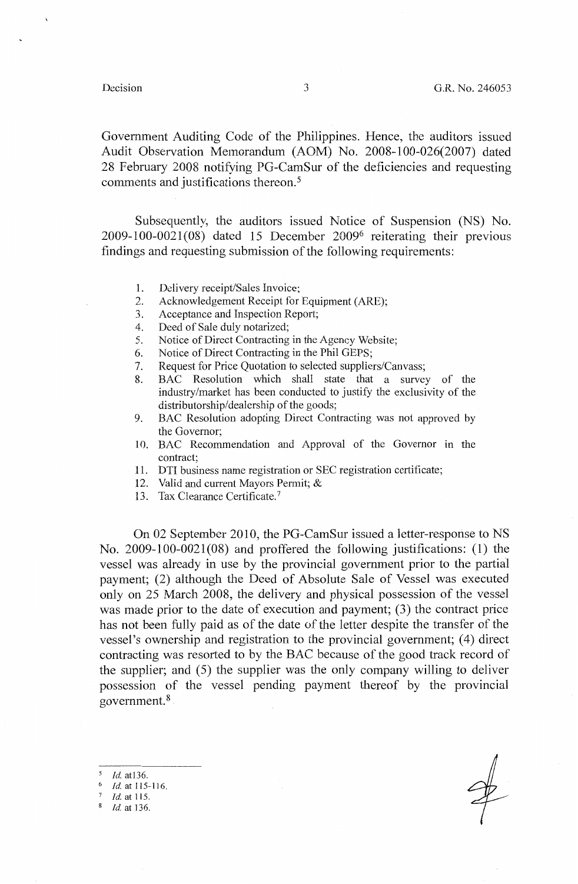Government Auditing Code of the Philippines. Hence, the auditors issued Audit Observation Memorandum (AOM) No. 2008-100-026(2007) dated 28 February 2008 notifying PG-CamSur of the deficiencies and requesting comments and justifications thereon.[5]

Subsequently, the auditors issued Notice of Suspension (NS) No. 2009-100-0021(08) dated 15 December 2009[6] reiterating their previous findings and requesting submission of the following requirements:

1. Delivery receipt/Sales Invoice;
2. Acknowledgement Receipt for Equipment (ARE);
3. Acceptance and Inspection Report;
4. Deed of Sale duly notarized;
5. Notice of Direct Contracting in the Agency Website;
6. Notice of Direct Contracting in the Phil GEPS;
7. Request for Price Quotation to selected suppliers/Canvass;
8. BAC Resolution which shall state that a survey of the industry/market has been conducted to justify the exclusivity of the distributorship/dealership of the goods;
9. BAC Resolution adopting Direct Contracting was not approved by the Governor;
10. BAC Recommendation and Approval of the Governor in the contract;
11. DTI business name registration or SEC registration certificate;
12. Valid and current Mayors Permit; &
13. Tax Clearance Certificate.[7]

On 02 September 2010, the PG-CamSur issued a letter-response to NS No. 2009-100-0021(08) and proffered the following justifications: (1) the vessel was already in use by the provincial government prior to the partial payment; (2) although the Deed of Absolute Sale of Vessel was executed only on 25 March 2008, the delivery and physical possession of the vessel was made prior to the date of execution and payment; (3) the contract price has not been fully paid as of the date of the letter despite the transfer of the vessel's ownership and registration to the provincial government; (4) direct contracting was resorted to by the BAC because of the good track record of the supplier; and (5) the supplier was the only company willing to deliver possession of the vessel pending payment thereof by the provincial government.[8]

---

[5] *Id.* at136.

[6] *Id.* at 115-116.

[7] *Id.* at 115.

[8] *Id.* at 136.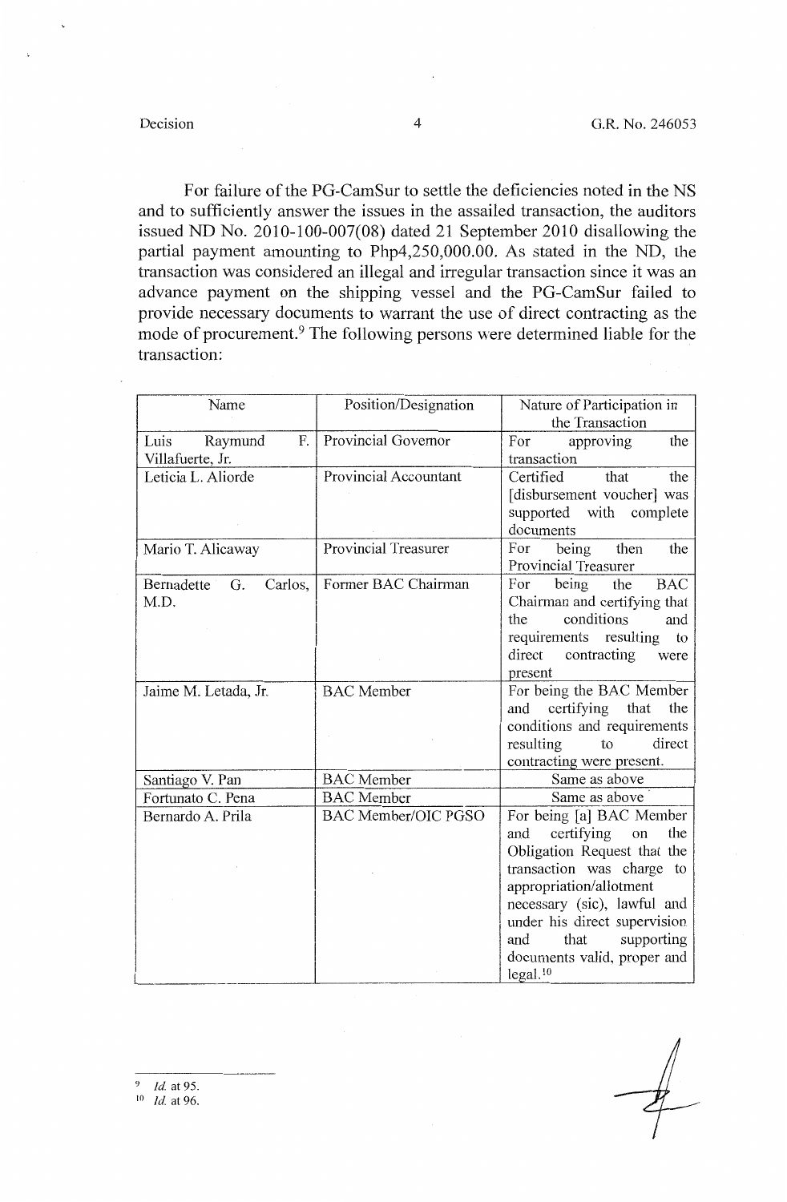For failure of the PG-CamSur to settle the deficiencies noted in the NS and to sufficiently answer the issues in the assailed transaction, the auditors issued ND No. 2010-100-007(08) dated 21 September 2010 disallowing the partial payment amounting to Php4,250,000.00. As stated in the ND, the transaction was considered an illegal and irregular transaction since it was an advance payment on the shipping vessel and the PG-CamSur failed to provide necessary documents to warrant the use of direct contracting as the mode of procurement.[9] The following persons were determined liable for the transaction:

| Name | Position/Designation | Nature of Participation in the Transaction |
|---|---|---|
| Luis Raymund F. Villafuerte, Jr. | Provincial Governor | For approving the transaction |
| Leticia L. Aliorde | Provincial Accountant | Certified that the [disbursement voucher] was supported with complete documents |
| Mario T. Alicaway | Provincial Treasurer | For being then the Provincial Treasurer |
| Bernadette G. Carlos, M.D. | Former BAC Chairman | For being the BAC Chairman and certifying that the conditions and requirements resulting to direct contracting were present |
| Jaime M. Letada, Jr. | BAC Member | For being the BAC Member and certifying that the conditions and requirements resulting to direct contracting were present. |
| Santiago V. Pan | BAC Member | Same as above |
| Fortunato C. Pena | BAC Member | Same as above |
| Bernardo A. Prila | BAC Member/OIC PGSO | For being [a] BAC Member and certifying on the Obligation Request that the transaction was charge to appropriation/allotment necessary (sic), lawful and under his direct supervision and that supporting documents valid, proper and legal.[10] |

---

[9] *Id.* at 95.

[10] *Id.* at 96.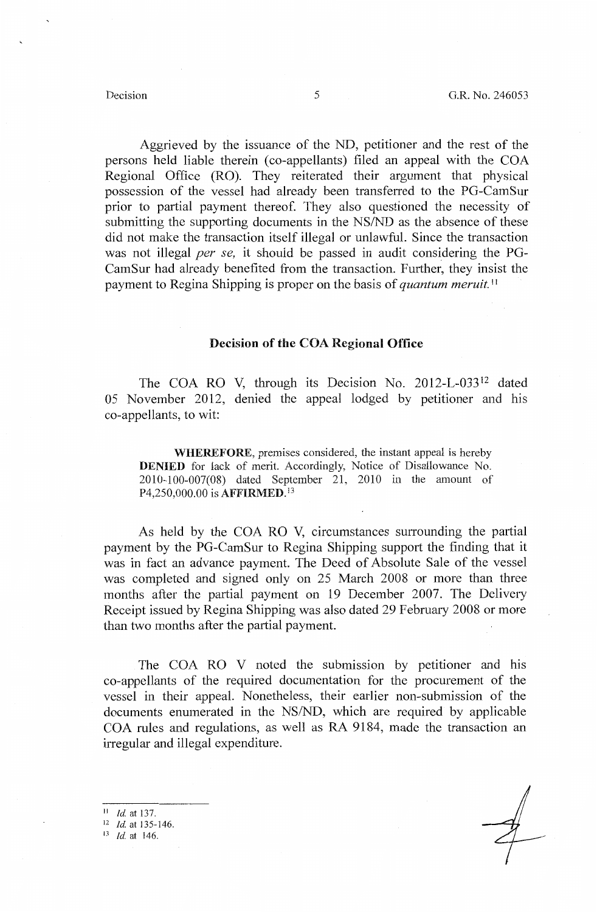Aggrieved by the issuance of the ND, petitioner and the rest of the persons held liable therein (co-appellants) filed an appeal with the COA Regional Office (RO). They reiterated their argument that physical possession of the vessel had already been transferred to the PG-CamSur prior to partial payment thereof. They also questioned the necessity of submitting the supporting documents in the NS/ND as the absence of these did not make the transaction itself illegal or unlawful. Since the transaction was not illegal *per se,* it should be passed in audit considering the PG-CamSur had already benefited from the transaction. Further, they insist the payment to Regina Shipping is proper on the basis of *quantum meruit.*[11]

## Decision of the COA Regional Office

The COA RO V, through its Decision No. 2012-L-033[12] dated 05 November 2012, denied the appeal lodged by petitioner and his co-appellants, to wit:

> **WHEREFORE**, premises considered, the instant appeal is hereby **DENIED** for lack of merit. Accordingly, Notice of Disallowance No. 2010-100-007(08) dated September 21, 2010 in the amount of P4,250,000.00 is **AFFIRMED.**[13]

As held by the COA RO V, circumstances surrounding the partial payment by the PG-CamSur to Regina Shipping support the finding that it was in fact an advance payment. The Deed of Absolute Sale of the vessel was completed and signed only on 25 March 2008 or more than three months after the partial payment on 19 December 2007. The Delivery Receipt issued by Regina Shipping was also dated 29 February 2008 or more than two months after the partial payment.

The COA RO V noted the submission by petitioner and his co-appellants of the required documentation for the procurement of the vessel in their appeal. Nonetheless, their earlier non-submission of the documents enumerated in the NS/ND, which are required by applicable COA rules and regulations, as well as RA 9184, made the transaction an irregular and illegal expenditure.

---

[11] *Id.* at 137.

[12] *Id.* at 135-146.

[13] *Id.* at 146.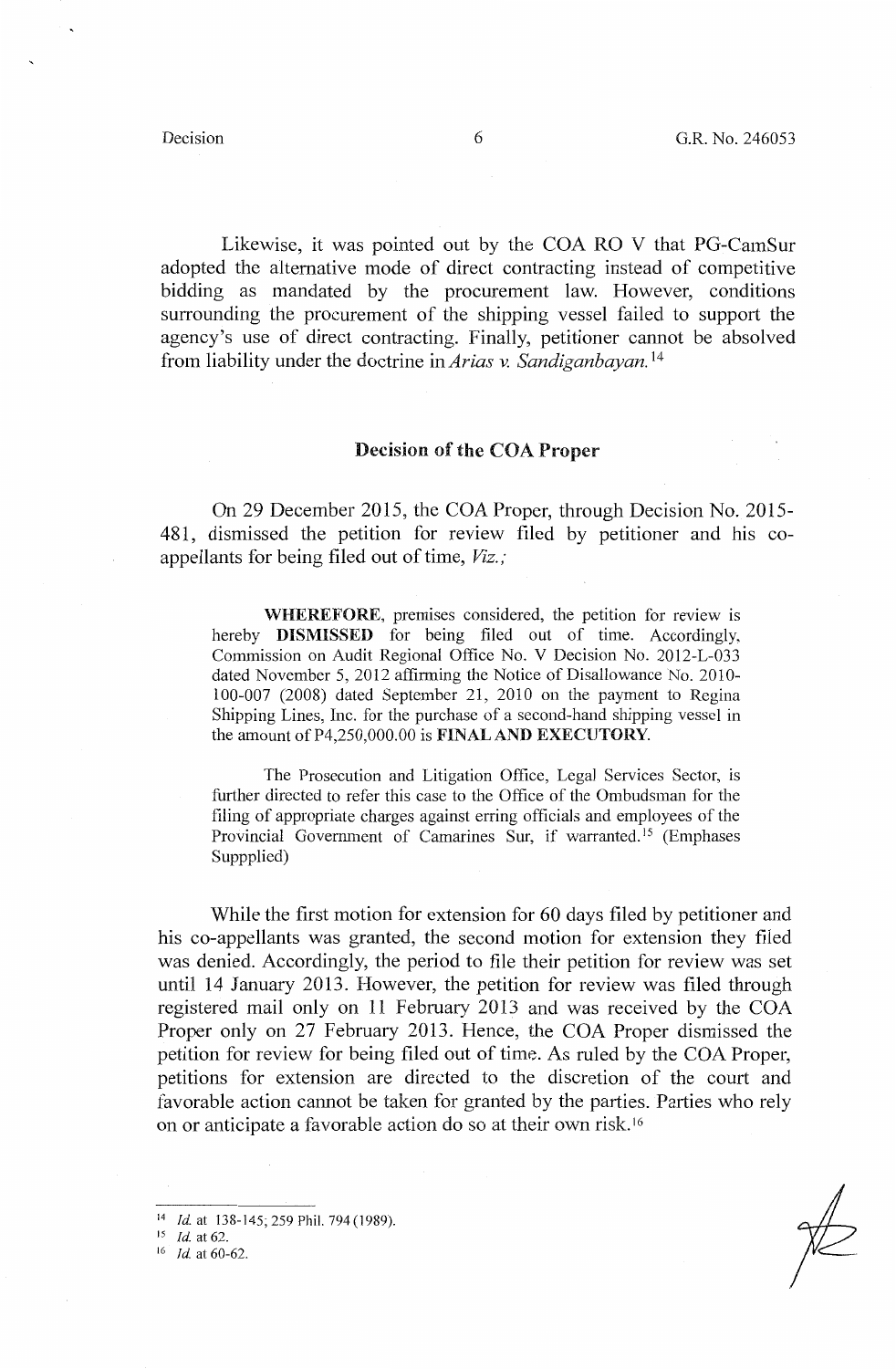Likewise, it was pointed out by the COA RO V that PG-CamSur adopted the alternative mode of direct contracting instead of competitive bidding as mandated by the procurement law. However, conditions surrounding the procurement of the shipping vessel failed to support the agency's use of direct contracting. Finally, petitioner cannot be absolved from liability under the doctrine in *Arias v. Sandiganbayan.*[14]

## Decision of the COA Proper

On 29 December 2015, the COA Proper, through Decision No. 2015-481, dismissed the petition for review filed by petitioner and his co-appellants for being filed out of time, *Viz.;*

> **WHEREFORE**, premises considered, the petition for review is hereby **DISMISSED** for being filed out of time. Accordingly, Commission on Audit Regional Office No. V Decision No. 2012-L-033 dated November 5, 2012 affirming the Notice of Disallowance No. 2010-100-007 (2008) dated September 21, 2010 on the payment to Regina Shipping Lines, Inc. for the purchase of a second-hand shipping vessel in the amount of P4,250,000.00 is **FINAL AND EXECUTORY**.
>
> The Prosecution and Litigation Office, Legal Services Sector, is further directed to refer this case to the Office of the Ombudsman for the filing of appropriate charges against erring officials and employees of the Provincial Government of Camarines Sur, if warranted.[15] (Emphases Suppplied)

While the first motion for extension for 60 days filed by petitioner and his co-appellants was granted, the second motion for extension they filed was denied. Accordingly, the period to file their petition for review was set until 14 January 2013. However, the petition for review was filed through registered mail only on 11 February 2013 and was received by the COA Proper only on 27 February 2013. Hence, the COA Proper dismissed the petition for review for being filed out of time. As ruled by the COA Proper, petitions for extension are directed to the discretion of the court and favorable action cannot be taken for granted by the parties. Parties who rely on or anticipate a favorable action do so at their own risk.[16]

---

[14] *Id.* at 138-145; 259 Phil. 794 (1989).

[15] *Id.* at 62.

[16] *Id.* at 60-62.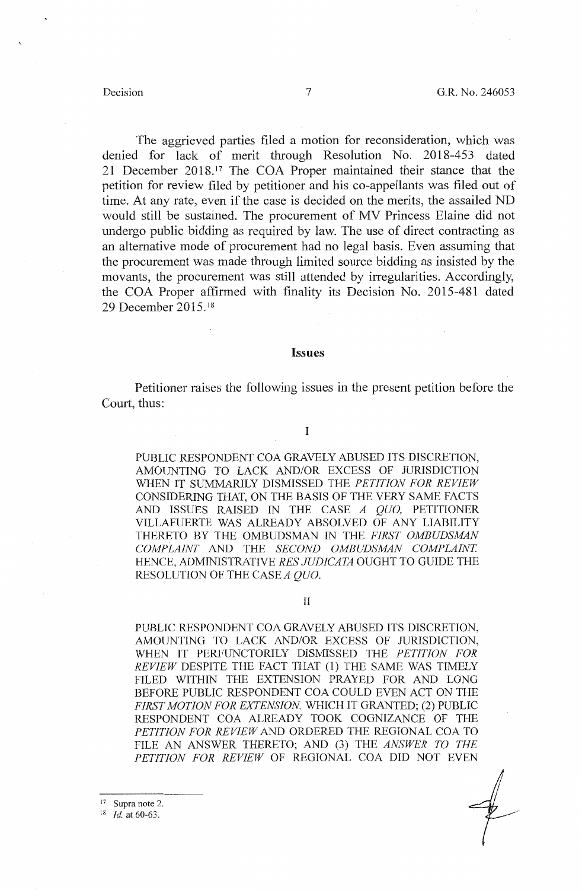The aggrieved parties filed a motion for reconsideration, which was denied for lack of merit through Resolution No. 2018-453 dated 21 December 2018.[17] The COA Proper maintained their stance that the petition for review filed by petitioner and his co-appellants was filed out of time. At any rate, even if the case is decided on the merits, the assailed ND would still be sustained. The procurement of MV Princess Elaine did not undergo public bidding as required by law. The use of direct contracting as an alternative mode of procurement had no legal basis. Even assuming that the procurement was made through limited source bidding as insisted by the movants, the procurement was still attended by irregularities. Accordingly, the COA Proper affirmed with finality its Decision No. 2015-481 dated 29 December 2015.[18]

## Issues

Petitioner raises the following issues in the present petition before the Court, thus:

I

PUBLIC RESPONDENT COA GRAVELY ABUSED ITS DISCRETION, AMOUNTING TO LACK AND/OR EXCESS OF JURISDICTION WHEN IT SUMMARILY DISMISSED THE *PETITION FOR REVIEW* CONSIDERING THAT, ON THE BASIS OF THE VERY SAME FACTS AND ISSUES RAISED IN THE CASE *A QUO*, PETITIONER VILLAFUERTE WAS ALREADY ABSOLVED OF ANY LIABILITY THERETO BY THE OMBUDSMAN IN THE *FIRST OMBUDSMAN COMPLAINT* AND THE *SECOND OMBUDSMAN COMPLAINT*. HENCE, ADMINISTRATIVE *RES JUDICATA* OUGHT TO GUIDE THE RESOLUTION OF THE CASE *A QUO*.

II

PUBLIC RESPONDENT COA GRAVELY ABUSED ITS DISCRETION, AMOUNTING TO LACK AND/OR EXCESS OF JURISDICTION, WHEN IT PERFUNCTORILY DISMISSED THE *PETITION FOR REVIEW* DESPITE THE FACT THAT (1) THE SAME WAS TIMELY FILED WITHIN THE EXTENSION PRAYED FOR AND LONG BEFORE PUBLIC RESPONDENT COA COULD EVEN ACT ON THE *FIRST MOTION FOR EXTENSION*, WHICH IT GRANTED; (2) PUBLIC RESPONDENT COA ALREADY TOOK COGNIZANCE OF THE *PETITION FOR REVIEW* AND ORDERED THE REGIONAL COA TO FILE AN ANSWER THERETO; AND (3) THE *ANSWER TO THE PETITION FOR REVIEW* OF REGIONAL COA DID NOT EVEN

---

[17] Supra note 2.

[18] *Id.* at 60-63.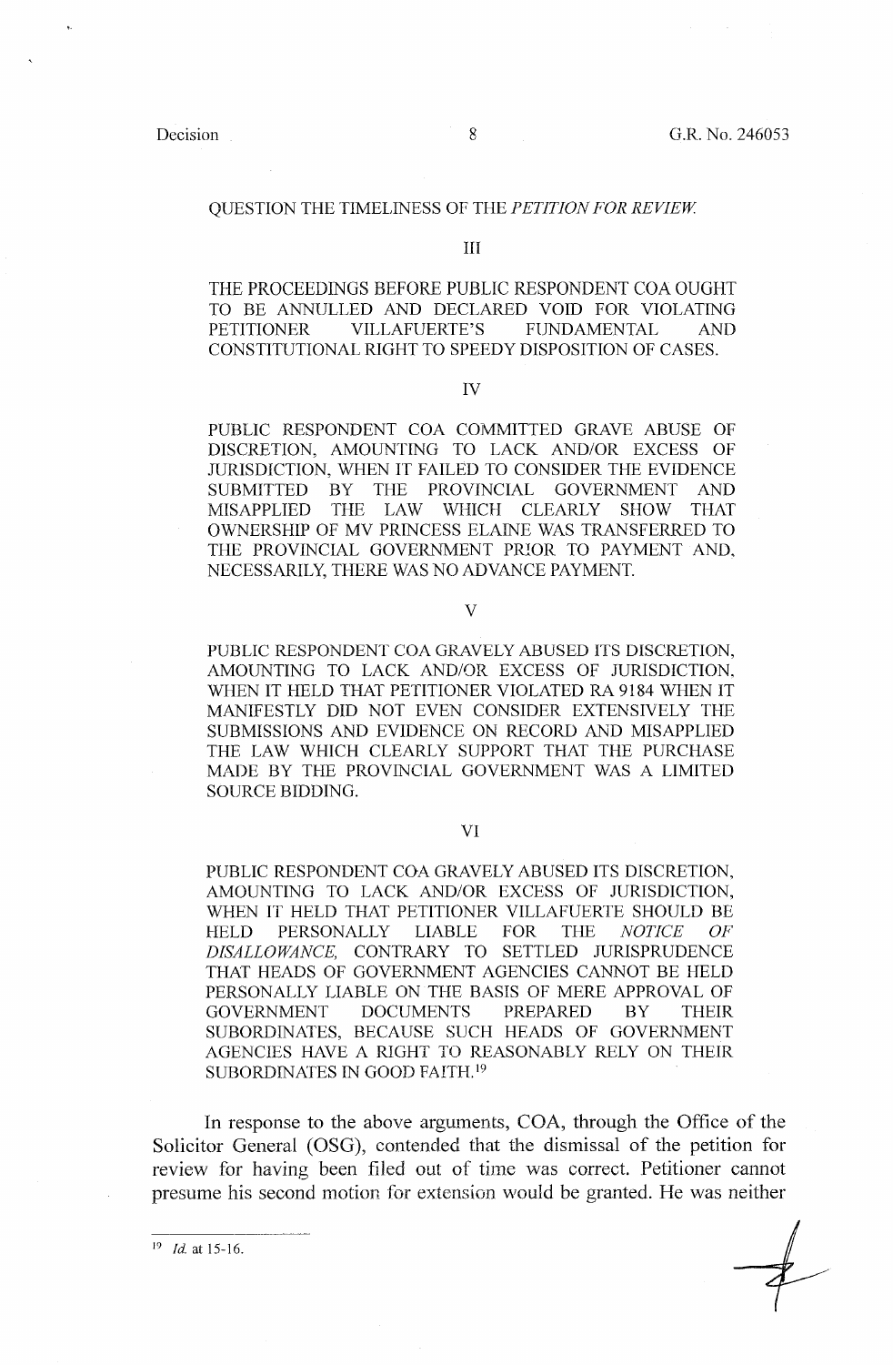QUESTION THE TIMELINESS OF THE *PETITION FOR REVIEW.*

III

THE PROCEEDINGS BEFORE PUBLIC RESPONDENT COA OUGHT TO BE ANNULLED AND DECLARED VOID FOR VIOLATING PETITIONER VILLAFUERTE'S FUNDAMENTAL AND CONSTITUTIONAL RIGHT TO SPEEDY DISPOSITION OF CASES.

IV

PUBLIC RESPONDENT COA COMMITTED GRAVE ABUSE OF DISCRETION, AMOUNTING TO LACK AND/OR EXCESS OF JURISDICTION, WHEN IT FAILED TO CONSIDER THE EVIDENCE SUBMITTED BY THE PROVINCIAL GOVERNMENT AND MISAPPLIED THE LAW WHICH CLEARLY SHOW THAT OWNERSHIP OF MV PRINCESS ELAINE WAS TRANSFERRED TO THE PROVINCIAL GOVERNMENT PRIOR TO PAYMENT AND, NECESSARILY, THERE WAS NO ADVANCE PAYMENT.

V

PUBLIC RESPONDENT COA GRAVELY ABUSED ITS DISCRETION, AMOUNTING TO LACK AND/OR EXCESS OF JURISDICTION, WHEN IT HELD THAT PETITIONER VIOLATED RA 9184 WHEN IT MANIFESTLY DID NOT EVEN CONSIDER EXTENSIVELY THE SUBMISSIONS AND EVIDENCE ON RECORD AND MISAPPLIED THE LAW WHICH CLEARLY SUPPORT THAT THE PURCHASE MADE BY THE PROVINCIAL GOVERNMENT WAS A LIMITED SOURCE BIDDING.

VI

PUBLIC RESPONDENT COA GRAVELY ABUSED ITS DISCRETION, AMOUNTING TO LACK AND/OR EXCESS OF JURISDICTION, WHEN IT HELD THAT PETITIONER VILLAFUERTE SHOULD BE HELD PERSONALLY LIABLE FOR THE *NOTICE OF DISALLOWANCE,* CONTRARY TO SETTLED JURISPRUDENCE THAT HEADS OF GOVERNMENT AGENCIES CANNOT BE HELD PERSONALLY LIABLE ON THE BASIS OF MERE APPROVAL OF GOVERNMENT DOCUMENTS PREPARED BY THEIR SUBORDINATES, BECAUSE SUCH HEADS OF GOVERNMENT AGENCIES HAVE A RIGHT TO REASONABLY RELY ON THEIR SUBORDINATES IN GOOD FAITH.[19]

In response to the above arguments, COA, through the Office of the Solicitor General (OSG), contended that the dismissal of the petition for review for having been filed out of time was correct. Petitioner cannot presume his second motion for extension would be granted. He was neither

---

[19] *Id.* at 15-16.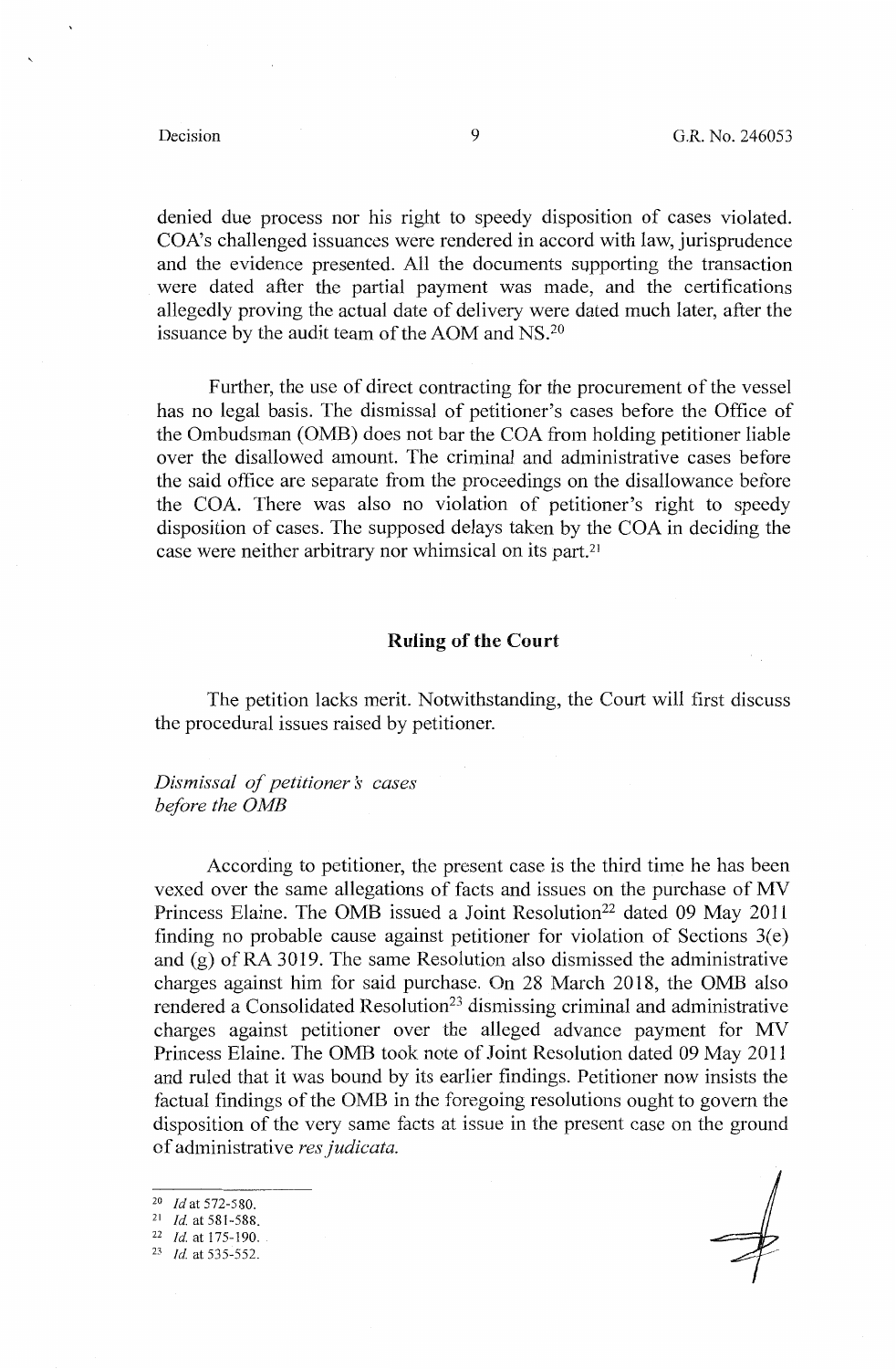denied due process nor his right to speedy disposition of cases violated. COA's challenged issuances were rendered in accord with law, jurisprudence and the evidence presented. All the documents supporting the transaction were dated after the partial payment was made, and the certifications allegedly proving the actual date of delivery were dated much later, after the issuance by the audit team of the AOM and NS.[20]

Further, the use of direct contracting for the procurement of the vessel has no legal basis. The dismissal of petitioner's cases before the Office of the Ombudsman (OMB) does not bar the COA from holding petitioner liable over the disallowed amount. The criminal and administrative cases before the said office are separate from the proceedings on the disallowance before the COA. There was also no violation of petitioner's right to speedy disposition of cases. The supposed delays taken by the COA in deciding the case were neither arbitrary nor whimsical on its part.[21]

## Ruling of the Court

The petition lacks merit. Notwithstanding, the Court will first discuss the procedural issues raised by petitioner.

*Dismissal of petitioner's cases before the OMB*

According to petitioner, the present case is the third time he has been vexed over the same allegations of facts and issues on the purchase of MV Princess Elaine. The OMB issued a Joint Resolution[22] dated 09 May 2011 finding no probable cause against petitioner for violation of Sections 3(e) and (g) of RA 3019. The same Resolution also dismissed the administrative charges against him for said purchase. On 28 March 2018, the OMB also rendered a Consolidated Resolution[23] dismissing criminal and administrative charges against petitioner over the alleged advance payment for MV Princess Elaine. The OMB took note of Joint Resolution dated 09 May 2011 and ruled that it was bound by its earlier findings. Petitioner now insists the factual findings of the OMB in the foregoing resolutions ought to govern the disposition of the very same facts at issue in the present case on the ground of administrative *res judicata.*

---

[20] *Id* at 572-580.

[21] *Id.* at 581-588.

[22] *Id.* at 175-190.

[23] *Id.* at 535-552.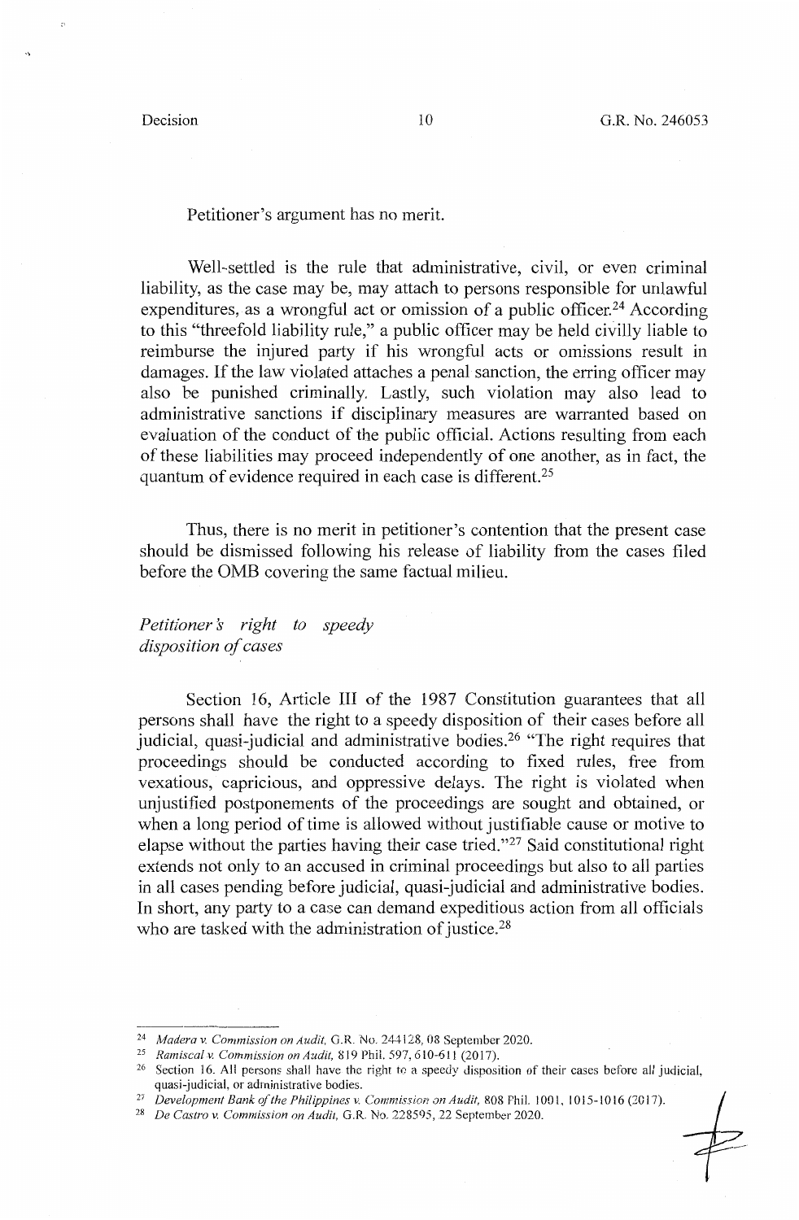Petitioner's argument has no merit.

Well-settled is the rule that administrative, civil, or even criminal liability, as the case may be, may attach to persons responsible for unlawful expenditures, as a wrongful act or omission of a public officer.[24] According to this "threefold liability rule," a public officer may be held civilly liable to reimburse the injured party if his wrongful acts or omissions result in damages. If the law violated attaches a penal sanction, the erring officer may also be punished criminally. Lastly, such violation may also lead to administrative sanctions if disciplinary measures are warranted based on evaluation of the conduct of the public official. Actions resulting from each of these liabilities may proceed independently of one another, as in fact, the quantum of evidence required in each case is different.[25]

Thus, there is no merit in petitioner's contention that the present case should be dismissed following his release of liability from the cases filed before the OMB covering the same factual milieu.

*Petitioner's right to speedy disposition of cases*

Section 16, Article III of the 1987 Constitution guarantees that all persons shall have the right to a speedy disposition of their cases before all judicial, quasi-judicial and administrative bodies.[26] "The right requires that proceedings should be conducted according to fixed rules, free from vexatious, capricious, and oppressive delays. The right is violated when unjustified postponements of the proceedings are sought and obtained, or when a long period of time is allowed without justifiable cause or motive to elapse without the parties having their case tried."[27] Said constitutional right extends not only to an accused in criminal proceedings but also to all parties in all cases pending before judicial, quasi-judicial and administrative bodies. In short, any party to a case can demand expeditious action from all officials who are tasked with the administration of justice.[28]

---

[24] *Madera v. Commission on Audit*, G.R. No. 244128, 08 September 2020.

[25] *Ramiscal v. Commission on Audit*, 819 Phil. 597, 610-611 (2017).

[26] Section 16. All persons shall have the right to a speedy disposition of their cases before all judicial, quasi-judicial, or administrative bodies.

[27] *Development Bank of the Philippines v. Commission on Audit*, 808 Phil. 1001, 1015-1016 (2017).

[28] *De Castro v. Commission on Audit*, G.R. No. 228595, 22 September 2020.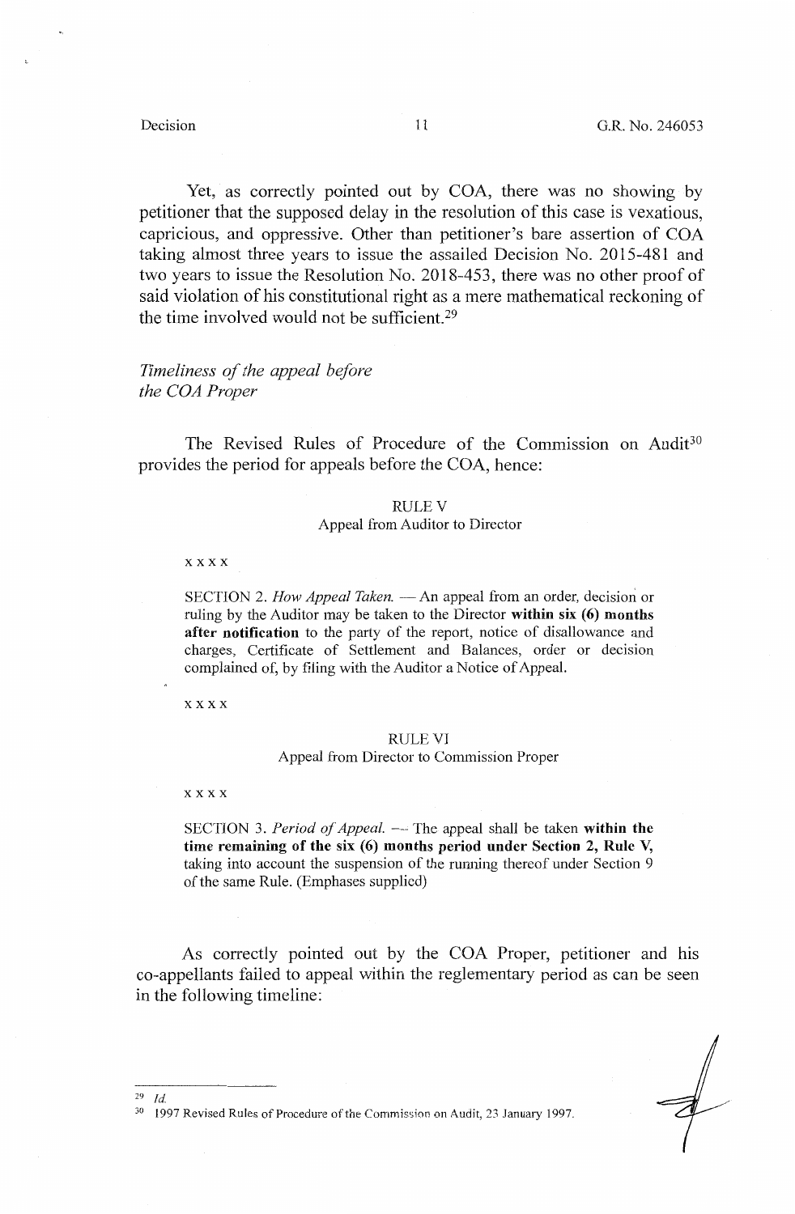Yet, as correctly pointed out by COA, there was no showing by petitioner that the supposed delay in the resolution of this case is vexatious, capricious, and oppressive. Other than petitioner's bare assertion of COA taking almost three years to issue the assailed Decision No. 2015-481 and two years to issue the Resolution No. 2018-453, there was no other proof of said violation of his constitutional right as a mere mathematical reckoning of the time involved would not be sufficient.[29]

*Timeliness of the appeal before the COA Proper*

The Revised Rules of Procedure of the Commission on Audit[30] provides the period for appeals before the COA, hence:

> RULE V
> Appeal from Auditor to Director
>
> x x x x
>
> SECTION 2. *How Appeal Taken.* — An appeal from an order, decision or ruling by the Auditor may be taken to the Director **within six (6) months after notification** to the party of the report, notice of disallowance and charges, Certificate of Settlement and Balances, order or decision complained of, by filing with the Auditor a Notice of Appeal.
>
> x x x x
>
> RULE VI
> Appeal from Director to Commission Proper
>
> x x x x
>
> SECTION 3. *Period of Appeal.* — The appeal shall be taken **within the time remaining of the six (6) months period under Section 2, Rule V,** taking into account the suspension of the running thereof under Section 9 of the same Rule. (Emphases supplied)

As correctly pointed out by the COA Proper, petitioner and his co-appellants failed to appeal within the reglementary period as can be seen in the following timeline:

---

[29] *Id.*

[30] 1997 Revised Rules of Procedure of the Commission on Audit, 23 January 1997.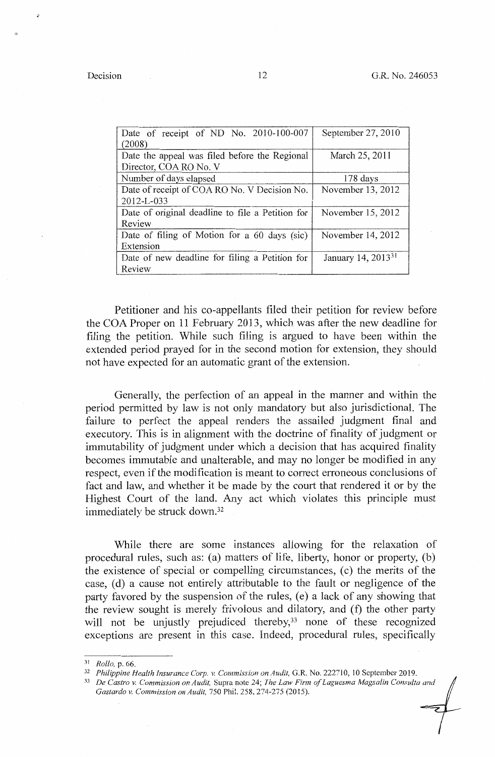| Date of receipt of ND No. 2010-100-007 (2008) | September 27, 2010 |
|---|---|
| Date the appeal was filed before the Regional Director, COA RO No. V | March 25, 2011 |
| Number of days elapsed | 178 days |
| Date of receipt of COA RO No. V Decision No. 2012-L-033 | November 13, 2012 |
| Date of original deadline to file a Petition for Review | November 15, 2012 |
| Date of filing of Motion for a 60 days (sic) Extension | November 14, 2012 |
| Date of new deadline for filing a Petition for Review | January 14, 2013[31] |

Petitioner and his co-appellants filed their petition for review before the COA Proper on 11 February 2013, which was after the new deadline for filing the petition. While such filing is argued to have been within the extended period prayed for in the second motion for extension, they should not have expected for an automatic grant of the extension.

Generally, the perfection of an appeal in the manner and within the period permitted by law is not only mandatory but also jurisdictional. The failure to perfect the appeal renders the assailed judgment final and executory. This is in alignment with the doctrine of finality of judgment or immutability of judgment under which a decision that has acquired finality becomes immutable and unalterable, and may no longer be modified in any respect, even if the modification is meant to correct erroneous conclusions of fact and law, and whether it be made by the court that rendered it or by the Highest Court of the land. Any act which violates this principle must immediately be struck down.[32]

While there are some instances allowing for the relaxation of procedural rules, such as: (a) matters of life, liberty, honor or property, (b) the existence of special or compelling circumstances, (c) the merits of the case, (d) a cause not entirely attributable to the fault or negligence of the party favored by the suspension of the rules, (e) a lack of any showing that the review sought is merely frivolous and dilatory, and (f) the other party will not be unjustly prejudiced thereby,[33] none of these recognized exceptions are present in this case. Indeed, procedural rules, specifically

---

[31] *Rollo*, p. 66.

[32] *Philippine Health Insurance Corp. v. Commission on Audit*, G.R. No. 222710, 10 September 2019.

[33] *De Castro v. Commission on Audit*, Supra note 24; *The Law Firm of Laguesma Magsalin Consulta and Gastardo v. Commission on Audit*, 750 Phil. 258, 274-275 (2015).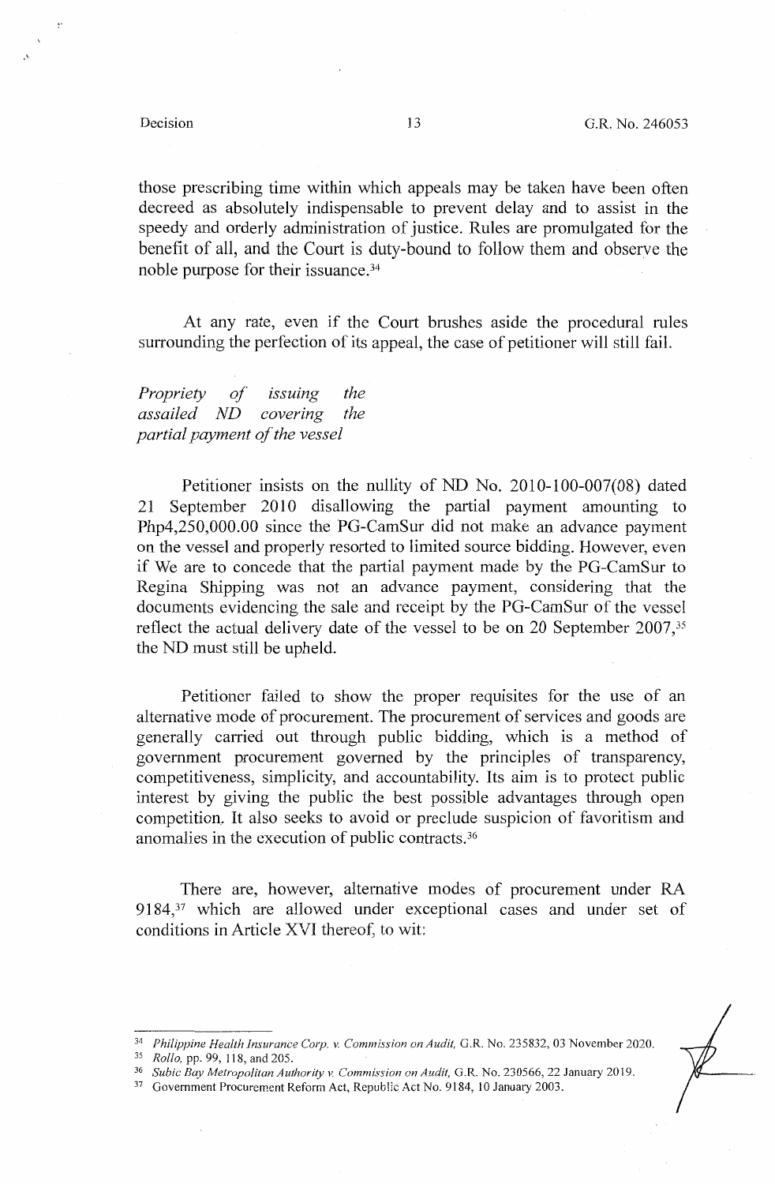those prescribing time within which appeals may be taken have been often decreed as absolutely indispensable to prevent delay and to assist in the speedy and orderly administration of justice. Rules are promulgated for the benefit of all, and the Court is duty-bound to follow them and observe the noble purpose for their issuance.[34]

At any rate, even if the Court brushes aside the procedural rules surrounding the perfection of its appeal, the case of petitioner will still fail.

*Propriety of issuing the assailed ND covering the partial payment of the vessel*

Petitioner insists on the nullity of ND No. 2010-100-007(08) dated 21 September 2010 disallowing the partial payment amounting to Php4,250,000.00 since the PG-CamSur did not make an advance payment on the vessel and properly resorted to limited source bidding. However, even if We are to concede that the partial payment made by the PG-CamSur to Regina Shipping was not an advance payment, considering that the documents evidencing the sale and receipt by the PG-CamSur of the vessel reflect the actual delivery date of the vessel to be on 20 September 2007,[35] the ND must still be upheld.

Petitioner failed to show the proper requisites for the use of an alternative mode of procurement. The procurement of services and goods are generally carried out through public bidding, which is a method of government procurement governed by the principles of transparency, competitiveness, simplicity, and accountability. Its aim is to protect public interest by giving the public the best possible advantages through open competition. It also seeks to avoid or preclude suspicion of favoritism and anomalies in the execution of public contracts.[36]

There are, however, alternative modes of procurement under RA 9184,[37] which are allowed under exceptional cases and under set of conditions in Article XVI thereof, to wit:

---

[34] *Philippine Health Insurance Corp. v. Commission on Audit,* G.R. No. 235832, 03 November 2020.

[35] *Rollo,* pp. 99, 118, and 205.

[36] *Subic Bay Metropolitan Authority v. Commission on Audit,* G.R. No. 230566, 22 January 2019.

[37] Government Procurement Reform Act, Republic Act No. 9184, 10 January 2003.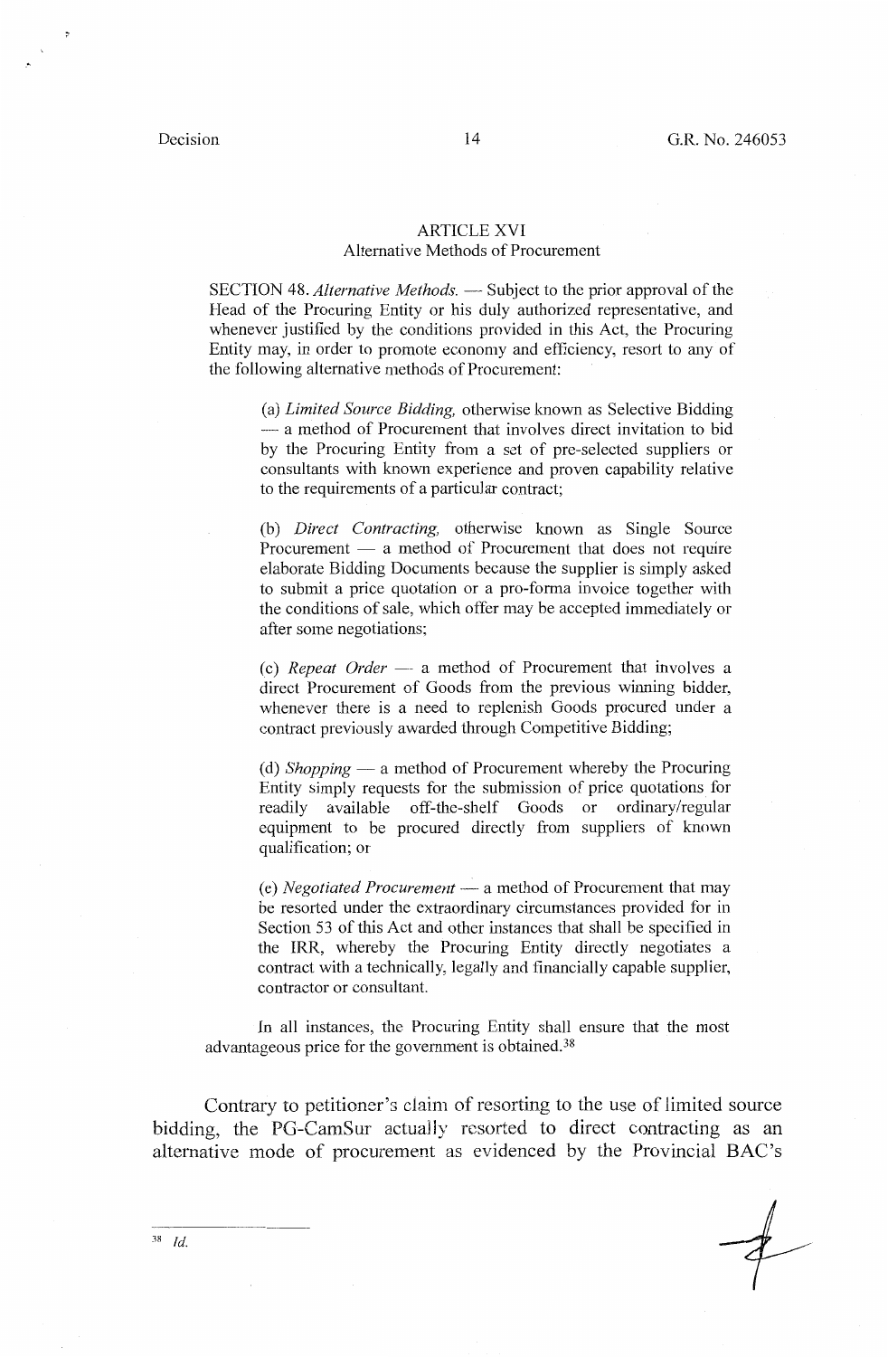ARTICLE XVI
Alternative Methods of Procurement

SECTION 48. *Alternative Methods.* — Subject to the prior approval of the Head of the Procuring Entity or his duly authorized representative, and whenever justified by the conditions provided in this Act, the Procuring Entity may, in order to promote economy and efficiency, resort to any of the following alternative methods of Procurement:

(a) *Limited Source Bidding,* otherwise known as Selective Bidding — a method of Procurement that involves direct invitation to bid by the Procuring Entity from a set of pre-selected suppliers or consultants with known experience and proven capability relative to the requirements of a particular contract;

(b) *Direct Contracting,* otherwise known as Single Source Procurement — a method of Procurement that does not require elaborate Bidding Documents because the supplier is simply asked to submit a price quotation or a pro-forma invoice together with the conditions of sale, which offer may be accepted immediately or after some negotiations;

(c) *Repeat Order* — a method of Procurement that involves a direct Procurement of Goods from the previous winning bidder, whenever there is a need to replenish Goods procured under a contract previously awarded through Competitive Bidding;

(d) *Shopping* — a method of Procurement whereby the Procuring Entity simply requests for the submission of price quotations for readily available off-the-shelf Goods or ordinary/regular equipment to be procured directly from suppliers of known qualification; or

(e) *Negotiated Procurement* — a method of Procurement that may be resorted under the extraordinary circumstances provided for in Section 53 of this Act and other instances that shall be specified in the IRR, whereby the Procuring Entity directly negotiates a contract with a technically, legally and financially capable supplier, contractor or consultant.

In all instances, the Procuring Entity shall ensure that the most advantageous price for the government is obtained.[38]

Contrary to petitioner's claim of resorting to the use of limited source bidding, the PG-CamSur actually resorted to direct contracting as an alternative mode of procurement as evidenced by the Provincial BAC's

---

[38] *Id.*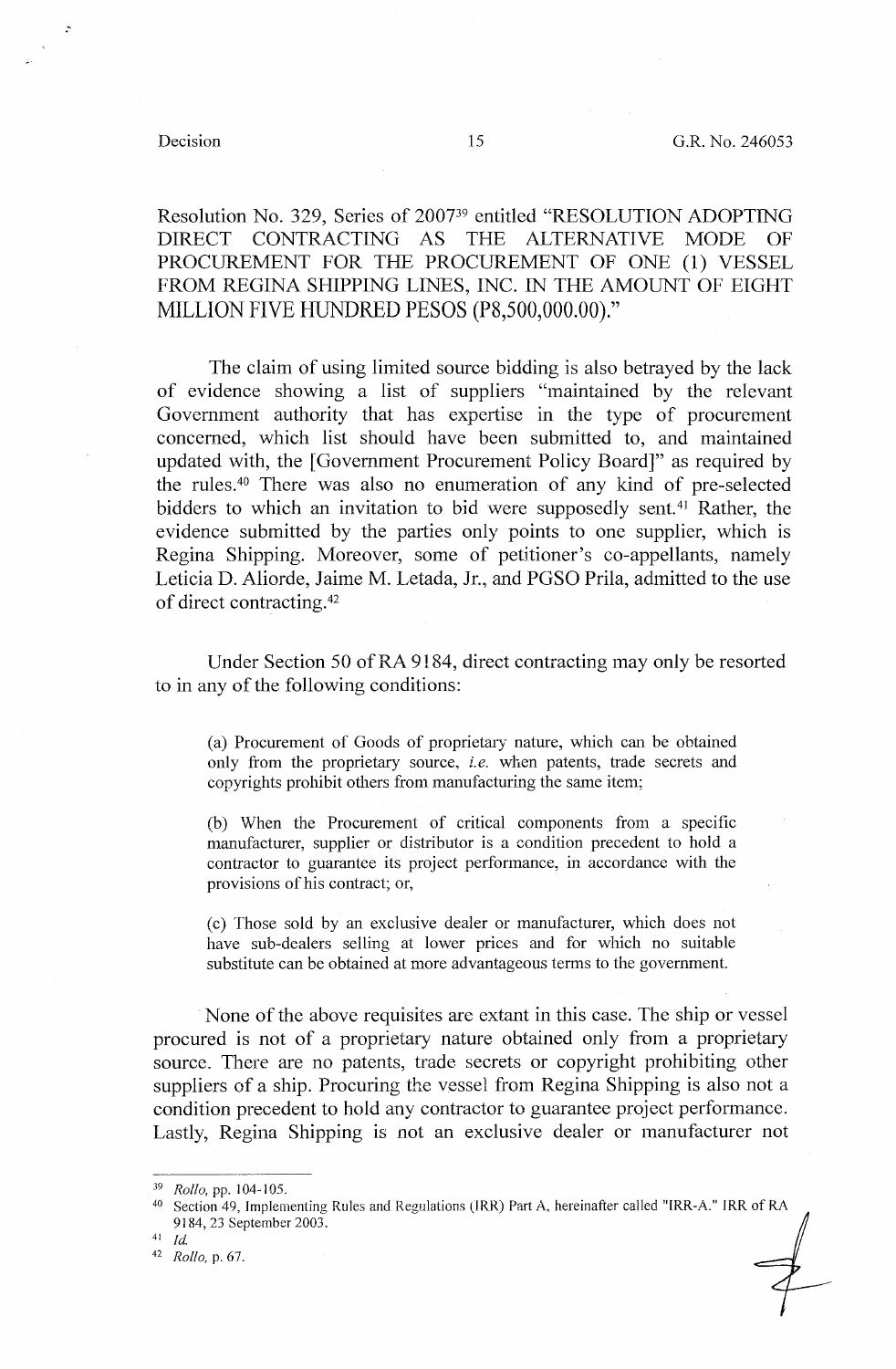Resolution No. 329, Series of 2007[39] entitled "RESOLUTION ADOPTING DIRECT CONTRACTING AS THE ALTERNATIVE MODE OF PROCUREMENT FOR THE PROCUREMENT OF ONE (1) VESSEL FROM REGINA SHIPPING LINES, INC. IN THE AMOUNT OF EIGHT MILLION FIVE HUNDRED PESOS (P8,500,000.00)."

The claim of using limited source bidding is also betrayed by the lack of evidence showing a list of suppliers "maintained by the relevant Government authority that has expertise in the type of procurement concerned, which list should have been submitted to, and maintained updated with, the [Government Procurement Policy Board]" as required by the rules.[40] There was also no enumeration of any kind of pre-selected bidders to which an invitation to bid were supposedly sent.[41] Rather, the evidence submitted by the parties only points to one supplier, which is Regina Shipping. Moreover, some of petitioner's co-appellants, namely Leticia D. Aliorde, Jaime M. Letada, Jr., and PGSO Prila, admitted to the use of direct contracting.[42]

Under Section 50 of RA 9184, direct contracting may only be resorted to in any of the following conditions:

> (a) Procurement of Goods of proprietary nature, which can be obtained only from the proprietary source, *i.e.* when patents, trade secrets and copyrights prohibit others from manufacturing the same item;
>
> (b) When the Procurement of critical components from a specific manufacturer, supplier or distributor is a condition precedent to hold a contractor to guarantee its project performance, in accordance with the provisions of his contract; or,
>
> (c) Those sold by an exclusive dealer or manufacturer, which does not have sub-dealers selling at lower prices and for which no suitable substitute can be obtained at more advantageous terms to the government.

None of the above requisites are extant in this case. The ship or vessel procured is not of a proprietary nature obtained only from a proprietary source. There are no patents, trade secrets or copyright prohibiting other suppliers of a ship. Procuring the vessel from Regina Shipping is also not a condition precedent to hold any contractor to guarantee project performance. Lastly, Regina Shipping is not an exclusive dealer or manufacturer not

---

[39] *Rollo*, pp. 104-105.

[40] Section 49, Implementing Rules and Regulations (IRR) Part A, hereinafter called "IRR-A." IRR of RA 9184, 23 September 2003.

[41] *Id.*

[42] *Rollo*, p. 67.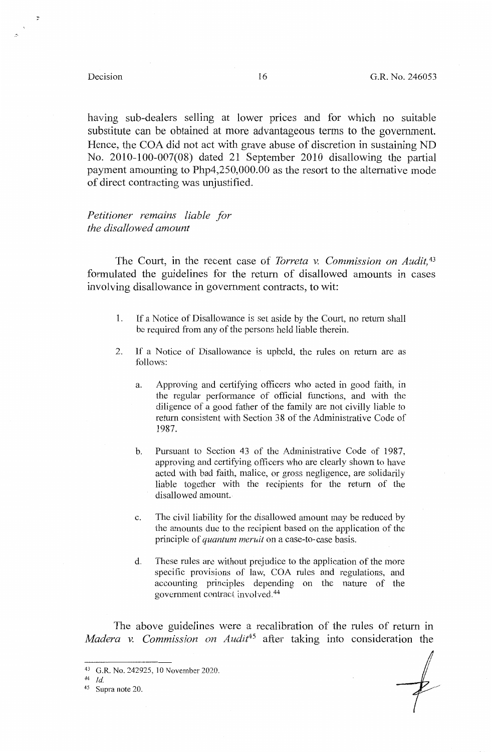having sub-dealers selling at lower prices and for which no suitable substitute can be obtained at more advantageous terms to the government. Hence, the COA did not act with grave abuse of discretion in sustaining ND No. 2010-100-007(08) dated 21 September 2010 disallowing the partial payment amounting to Php4,250,000.00 as the resort to the alternative mode of direct contracting was unjustified.

*Petitioner remains liable for the disallowed amount*

The Court, in the recent case of *Torreta v. Commission on Audit*,[43] formulated the guidelines for the return of disallowed amounts in cases involving disallowance in government contracts, to wit:

> 1. If a Notice of Disallowance is set aside by the Court, no return shall be required from any of the persons held liable therein.
>
> 2. If a Notice of Disallowance is upheld, the rules on return are as follows:
>
>    a. Approving and certifying officers who acted in good faith, in the regular performance of official functions, and with the diligence of a good father of the family are not civilly liable to return consistent with Section 38 of the Administrative Code of 1987.
>
>    b. Pursuant to Section 43 of the Administrative Code of 1987, approving and certifying officers who are clearly shown to have acted with bad faith, malice, or gross negligence, are solidarily liable together with the recipients for the return of the disallowed amount.
>
>    c. The civil liability for the disallowed amount may be reduced by the amounts due to the recipient based on the application of the principle of *quantum meruit* on a case-to-case basis.
>
>    d. These rules are without prejudice to the application of the more specific provisions of law, COA rules and regulations, and accounting principles depending on the nature of the government contract involved.[44]

The above guidelines were a recalibration of the rules of return in *Madera v. Commission on Audit*[45] after taking into consideration the

---

[43] G.R. No. 242925, 10 November 2020.

[44] *Id.*

[45] Supra note 20.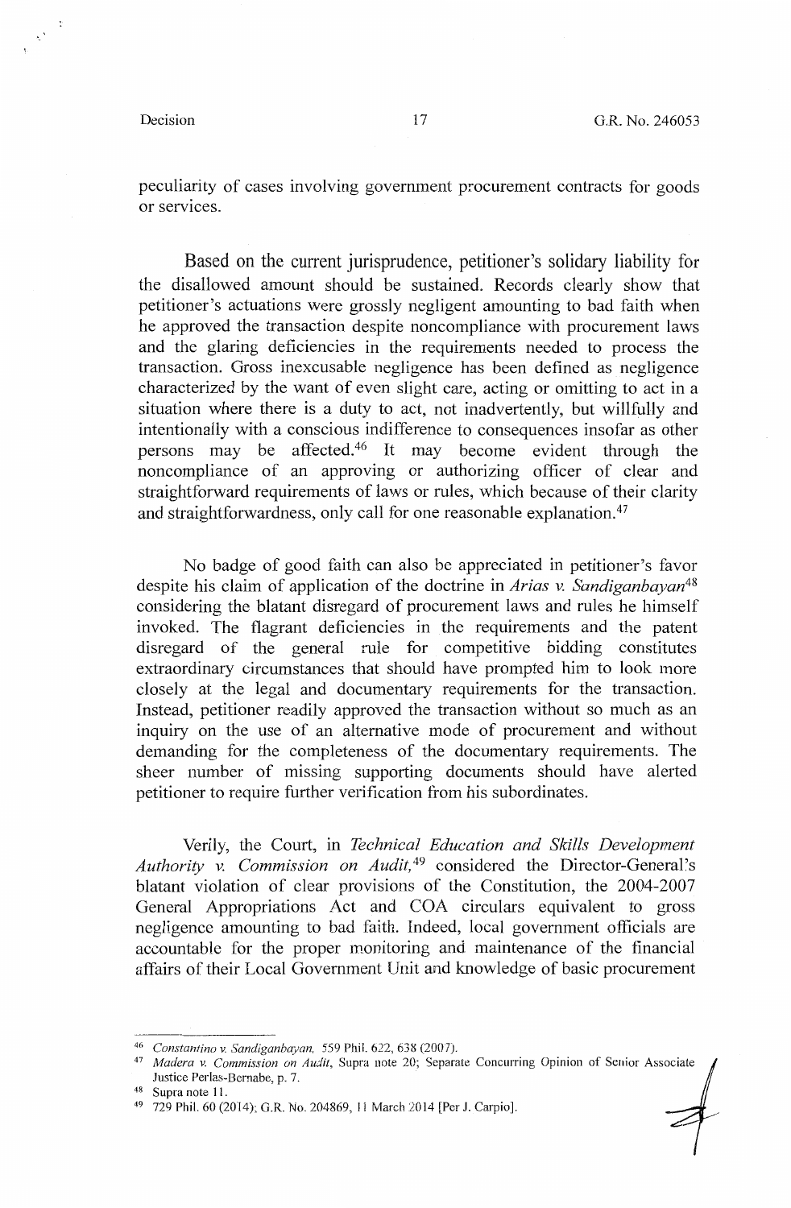peculiarity of cases involving government procurement contracts for goods or services.

Based on the current jurisprudence, petitioner's solidary liability for the disallowed amount should be sustained. Records clearly show that petitioner's actuations were grossly negligent amounting to bad faith when he approved the transaction despite noncompliance with procurement laws and the glaring deficiencies in the requirements needed to process the transaction. Gross inexcusable negligence has been defined as negligence characterized by the want of even slight care, acting or omitting to act in a situation where there is a duty to act, not inadvertently, but willfully and intentionally with a conscious indifference to consequences insofar as other persons may be affected.[46] It may become evident through the noncompliance of an approving or authorizing officer of clear and straightforward requirements of laws or rules, which because of their clarity and straightforwardness, only call for one reasonable explanation.[47]

No badge of good faith can also be appreciated in petitioner's favor despite his claim of application of the doctrine in *Arias v. Sandiganbayan*[48] considering the blatant disregard of procurement laws and rules he himself invoked. The flagrant deficiencies in the requirements and the patent disregard of the general rule for competitive bidding constitutes extraordinary circumstances that should have prompted him to look more closely at the legal and documentary requirements for the transaction. Instead, petitioner readily approved the transaction without so much as an inquiry on the use of an alternative mode of procurement and without demanding for the completeness of the documentary requirements. The sheer number of missing supporting documents should have alerted petitioner to require further verification from his subordinates.

Verily, the Court, in *Technical Education and Skills Development Authority v. Commission on Audit,*[49] considered the Director-General's blatant violation of clear provisions of the Constitution, the 2004-2007 General Appropriations Act and COA circulars equivalent to gross negligence amounting to bad faith. Indeed, local government officials are accountable for the proper monitoring and maintenance of the financial affairs of their Local Government Unit and knowledge of basic procurement

---

[46] *Constantino v. Sandiganbayan,* 559 Phil. 622, 638 (2007).

[47] *Madera v. Commission on Audit*, Supra note 20; Separate Concurring Opinion of Senior Associate Justice Perlas-Bernabe, p. 7.

[48] Supra note 11.

[49] 729 Phil. 60 (2014); G.R. No. 204869, 11 March 2014 [Per J. Carpio].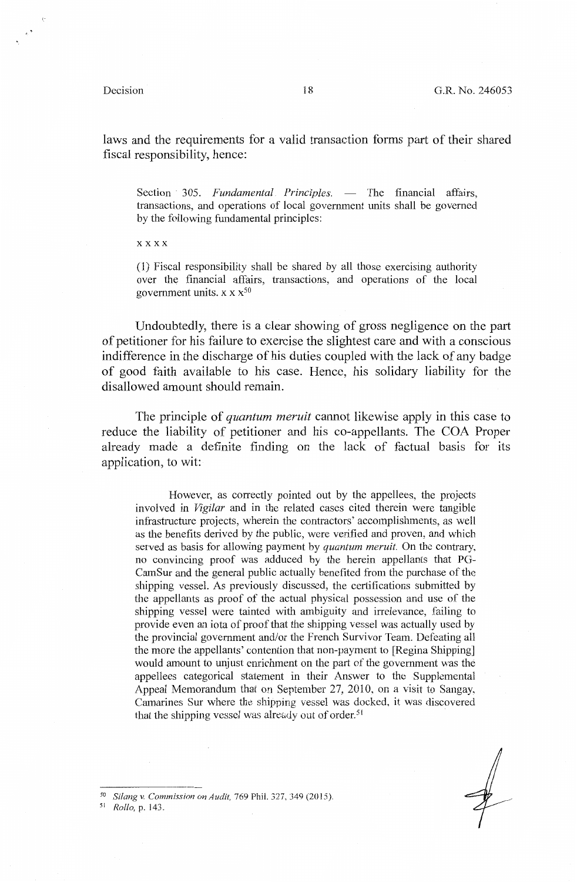laws and the requirements for a valid transaction forms part of their shared fiscal responsibility, hence:

> Section 305. *Fundamental Principles.* — The financial affairs, transactions, and operations of local government units shall be governed by the following fundamental principles:
>
> x x x x
>
> (l) Fiscal responsibility shall be shared by all those exercising authority over the financial affairs, transactions, and operations of the local government units. x x x[50]

Undoubtedly, there is a clear showing of gross negligence on the part of petitioner for his failure to exercise the slightest care and with a conscious indifference in the discharge of his duties coupled with the lack of any badge of good faith available to his case. Hence, his solidary liability for the disallowed amount should remain.

The principle of *quantum meruit* cannot likewise apply in this case to reduce the liability of petitioner and his co-appellants. The COA Proper already made a definite finding on the lack of factual basis for its application, to wit:

> However, as correctly pointed out by the appellees, the projects involved in *Vigilar* and in the related cases cited therein were tangible infrastructure projects, wherein the contractors' accomplishments, as well as the benefits derived by the public, were verified and proven, and which served as basis for allowing payment by *quantum meruit.* On the contrary, no convincing proof was adduced by the herein appellants that PG-CamSur and the general public actually benefited from the purchase of the shipping vessel. As previously discussed, the certifications submitted by the appellants as proof of the actual physical possession and use of the shipping vessel were tainted with ambiguity and irrelevance, failing to provide even an iota of proof that the shipping vessel was actually used by the provincial government and/or the French Survivor Team. Defeating all the more the appellants' contention that non-payment to [Regina Shipping] would amount to unjust enrichment on the part of the government was the appellees categorical statement in their Answer to the Supplemental Appeal Memorandum that on September 27, 2010, on a visit to Sangay, Camarines Sur where the shipping vessel was docked, it was discovered that the shipping vessel was already out of order.[51]

---

[50] *Silang v. Commission on Audit,* 769 Phil. 327, 349 (2015).

[51] *Rollo,* p. 143.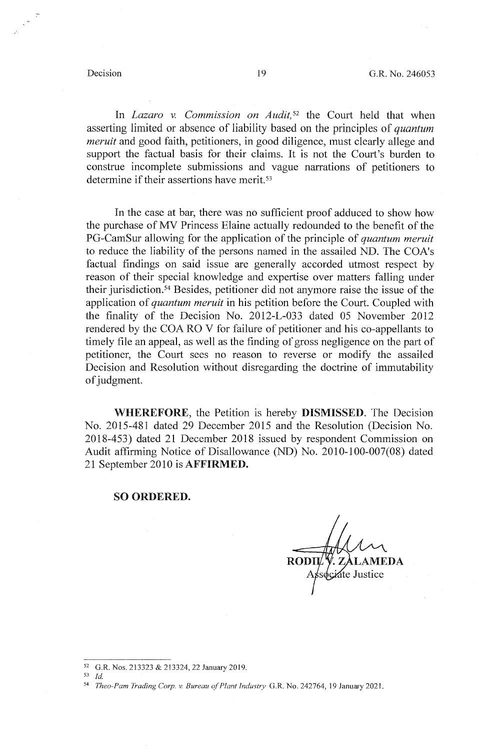In *Lazaro v. Commission on Audit,*[52] the Court held that when asserting limited or absence of liability based on the principles of *quantum meruit* and good faith, petitioners, in good diligence, must clearly allege and support the factual basis for their claims. It is not the Court's burden to construe incomplete submissions and vague narrations of petitioners to determine if their assertions have merit.[53]

In the case at bar, there was no sufficient proof adduced to show how the purchase of MV Princess Elaine actually redounded to the benefit of the PG-CamSur allowing for the application of the principle of *quantum meruit* to reduce the liability of the persons named in the assailed ND. The COA's factual findings on said issue are generally accorded utmost respect by reason of their special knowledge and expertise over matters falling under their jurisdiction.[54] Besides, petitioner did not anymore raise the issue of the application of *quantum meruit* in his petition before the Court. Coupled with the finality of the Decision No. 2012-L-033 dated 05 November 2012 rendered by the COA RO V for failure of petitioner and his co-appellants to timely file an appeal, as well as the finding of gross negligence on the part of petitioner, the Court sees no reason to reverse or modify the assailed Decision and Resolution without disregarding the doctrine of immutability of judgment.

**WHEREFORE**, the Petition is hereby **DISMISSED**. The Decision No. 2015-481 dated 29 December 2015 and the Resolution (Decision No. 2018-453) dated 21 December 2018 issued by respondent Commission on Audit affirming Notice of Disallowance (ND) No. 2010-100-007(08) dated 21 September 2010 is **AFFIRMED.**

**SO ORDERED.**

RODIL V. ZALAMEDA
Associate Justice

---

[52] G.R. Nos. 213323 & 213324, 22 January 2019.

[53] *Id.*

[54] *Theo-Pam Trading Corp. v. Bureau of Plant Industry* G.R. No. 242764, 19 January 2021.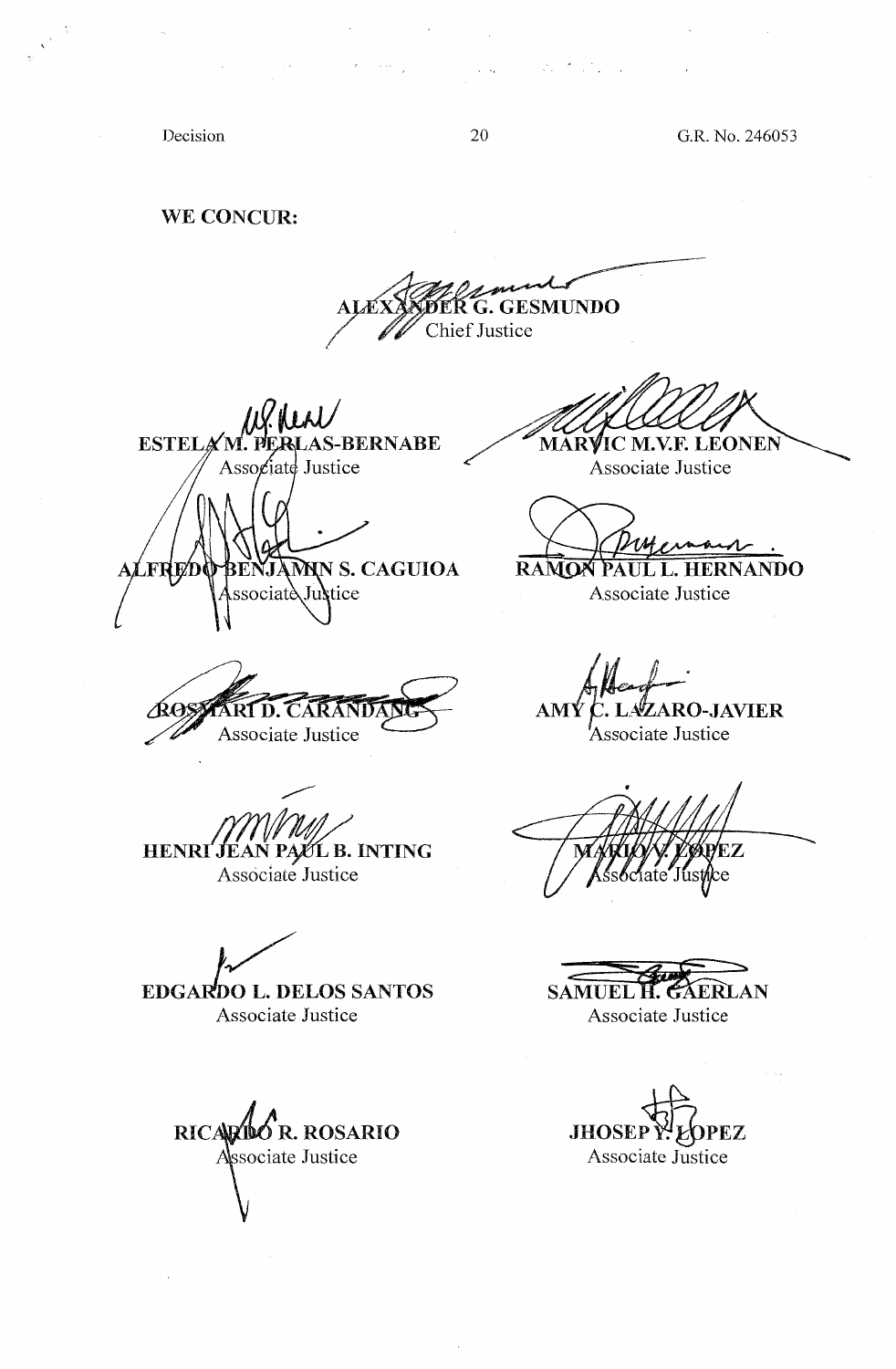**WE CONCUR:**

**ALEXANDER G. GESMUNDO**
Chief Justice

**ESTELA M. PERLAS-BERNABE**
Associate Justice

**MARVIC M.V.F. LEONEN**
Associate Justice

**ALFREDO BENJAMIN S. CAGUIOA**
Associate Justice

**RAMON PAUL L. HERNANDO**
Associate Justice

**ROSMARI D. CARANDANG**
Associate Justice

**AMY C. LAZARO-JAVIER**
Associate Justice

**HENRI JEAN PAUL B. INTING**
Associate Justice

**MARIO V. LOPEZ**
Associate Justice

**EDGARDO L. DELOS SANTOS**
Associate Justice

**SAMUEL H. GAERLAN**
Associate Justice

**RICARDO R. ROSARIO**
Associate Justice

**JHOSEP Y. LOPEZ**
Associate Justice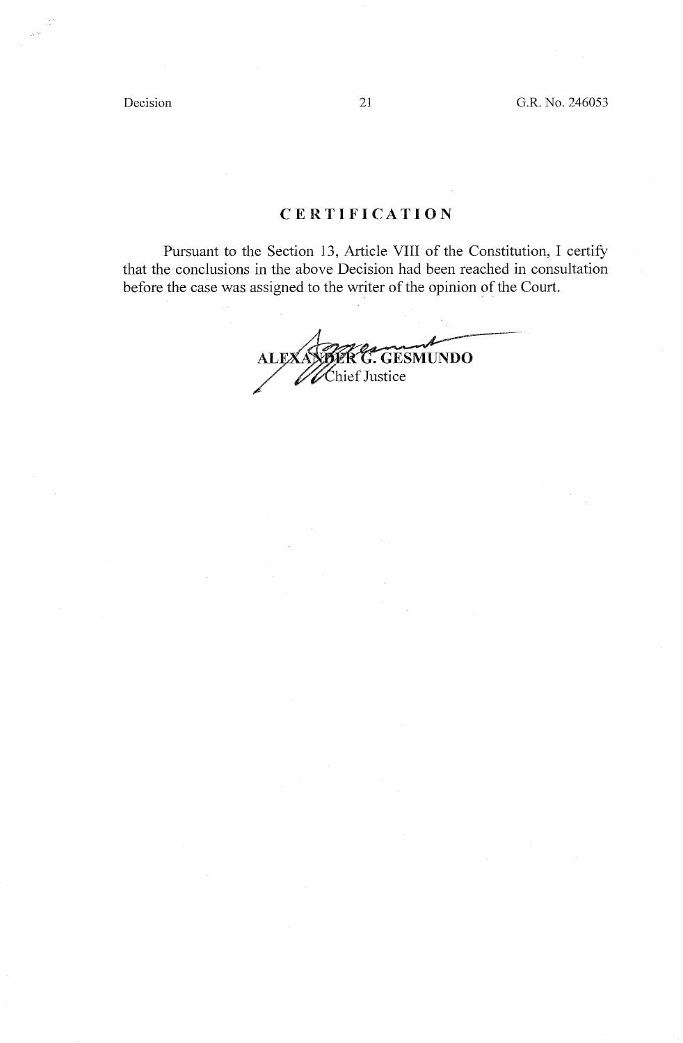# CERTIFICATION

Pursuant to the Section 13, Article VIII of the Constitution, I certify that the conclusions in the above Decision had been reached in consultation before the case was assigned to the writer of the opinion of the Court.

**ALEXANDER G. GESMUNDO**
Chief Justice